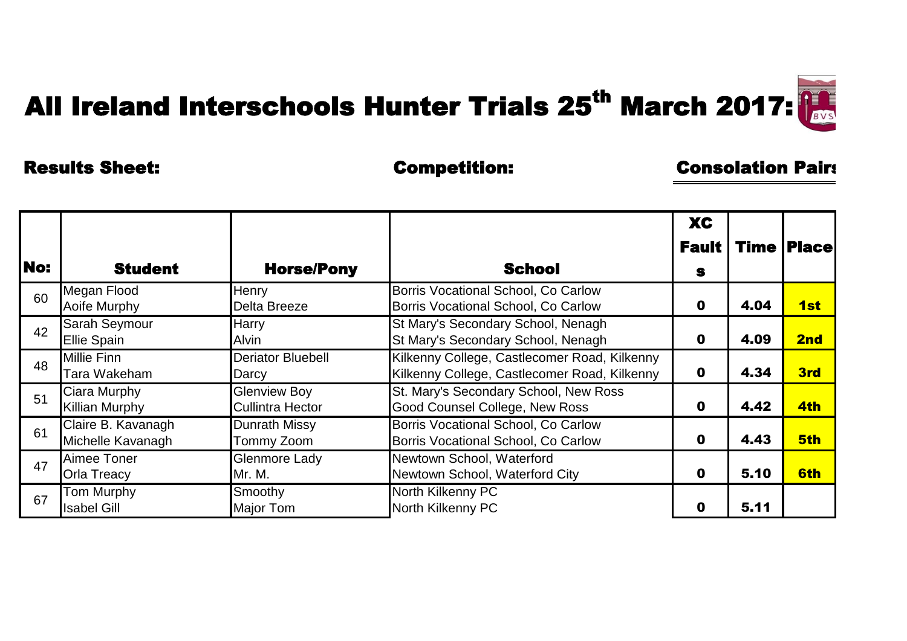# All Ireland Interschools Hunter Trials 25th March 2017:

**Results Sheet:** **Competition:** **Consolation Pairs**

| No: | Student | Horse/Pony | School | XC Faults | Time | Place |
|---|---|---|---|---|---|---|
| 60 | Megan Flood<br>Aoife Murphy | Henry<br>Delta Breeze | Borris Vocational School, Co Carlow<br>Borris Vocational School, Co Carlow | 0 | 4.04 | 1st |
| 42 | Sarah Seymour<br>Ellie Spain | Harry<br>Alvin | St Mary's Secondary School, Nenagh<br>St Mary's Secondary School, Nenagh | 0 | 4.09 | 2nd |
| 48 | Millie Finn<br>Tara Wakeham | Deriator Bluebell<br>Darcy | Kilkenny College, Castlecomer Road, Kilkenny<br>Kilkenny College, Castlecomer Road, Kilkenny | 0 | 4.34 | 3rd |
| 51 | Ciara Murphy<br>Killian Murphy | Glenview Boy<br>Cullintra Hector | St. Mary's Secondary School, New Ross<br>Good Counsel College, New Ross | 0 | 4.42 | 4th |
| 61 | Claire B. Kavanagh<br>Michelle Kavanagh | Dunrath Missy<br>Tommy Zoom | Borris Vocational School, Co Carlow<br>Borris Vocational School, Co Carlow | 0 | 4.43 | 5th |
| 47 | Aimee Toner<br>Orla Treacy | Glenmore Lady<br>Mr. M. | Newtown School, Waterford<br>Newtown School, Waterford City | 0 | 5.10 | 6th |
| 67 | Tom Murphy<br>Isabel Gill | Smoothy<br>Major Tom | North Kilkenny PC<br>North Kilkenny PC | 0 | 5.11 | |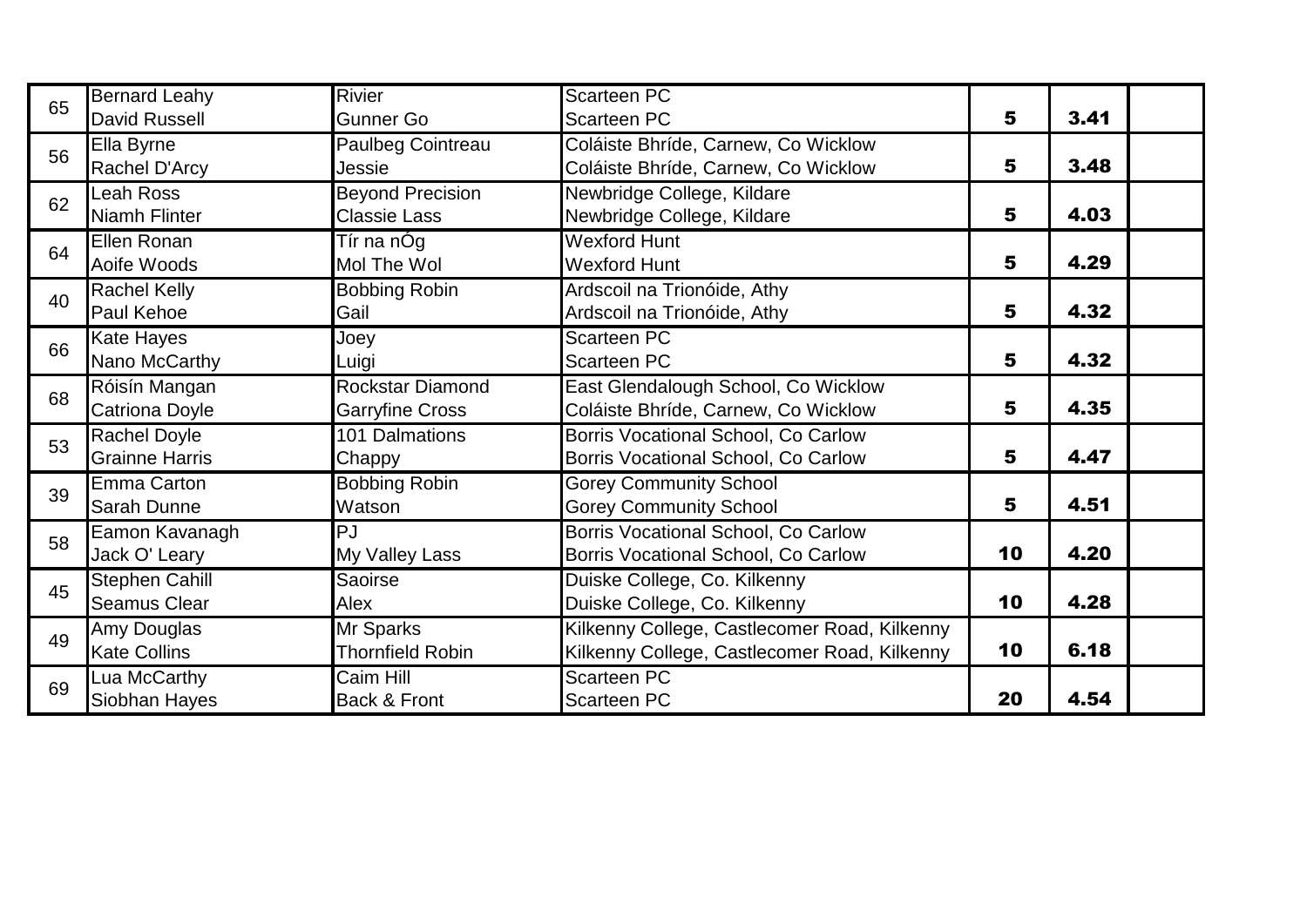| | | | | | | |
|---|---|---|---|---|---|---|
| 65 | Bernard Leahy<br>David Russell | Rivier<br>Gunner Go | Scarteen PC<br>Scarteen PC | **5** | **3.41** | |
| 56 | Ella Byrne<br>Rachel D'Arcy | Paulbeg Cointreau<br>Jessie | Coláiste Bhríde, Carnew, Co Wicklow<br>Coláiste Bhríde, Carnew, Co Wicklow | **5** | **3.48** | |
| 62 | Leah Ross<br>Niamh Flinter | Beyond Precision<br>Classie Lass | Newbridge College, Kildare<br>Newbridge College, Kildare | **5** | **4.03** | |
| 64 | Ellen Ronan<br>Aoife Woods | Tír na nÓg<br>Mol The Wol | Wexford Hunt<br>Wexford Hunt | **5** | **4.29** | |
| 40 | Rachel Kelly<br>Paul Kehoe | Bobbing Robin<br>Gail | Ardscoil na Trionóide, Athy<br>Ardscoil na Trionóide, Athy | **5** | **4.32** | |
| 66 | Kate Hayes<br>Nano McCarthy | Joey<br>Luigi | Scarteen PC<br>Scarteen PC | **5** | **4.32** | |
| 68 | Róisín Mangan<br>Catriona Doyle | Rockstar Diamond<br>Garryfine Cross | East Glendalough School, Co Wicklow<br>Coláiste Bhríde, Carnew, Co Wicklow | **5** | **4.35** | |
| 53 | Rachel Doyle<br>Grainne Harris | 101 Dalmations<br>Chappy | Borris Vocational School, Co Carlow<br>Borris Vocational School, Co Carlow | **5** | **4.47** | |
| 39 | Emma Carton<br>Sarah Dunne | Bobbing Robin<br>Watson | Gorey Community School<br>Gorey Community School | **5** | **4.51** | |
| 58 | Eamon Kavanagh<br>Jack O' Leary | PJ<br>My Valley Lass | Borris Vocational School, Co Carlow<br>Borris Vocational School, Co Carlow | **10** | **4.20** | |
| 45 | Stephen Cahill<br>Seamus Clear | Saoirse<br>Alex | Duiske College, Co. Kilkenny<br>Duiske College, Co. Kilkenny | **10** | **4.28** | |
| 49 | Amy Douglas<br>Kate Collins | Mr Sparks<br>Thornfield Robin | Kilkenny College, Castlecomer Road, Kilkenny<br>Kilkenny College, Castlecomer Road, Kilkenny | **10** | **6.18** | |
| 69 | Lua McCarthy<br>Siobhan Hayes | Caim Hill<br>Back & Front | Scarteen PC<br>Scarteen PC | **20** | **4.54** | |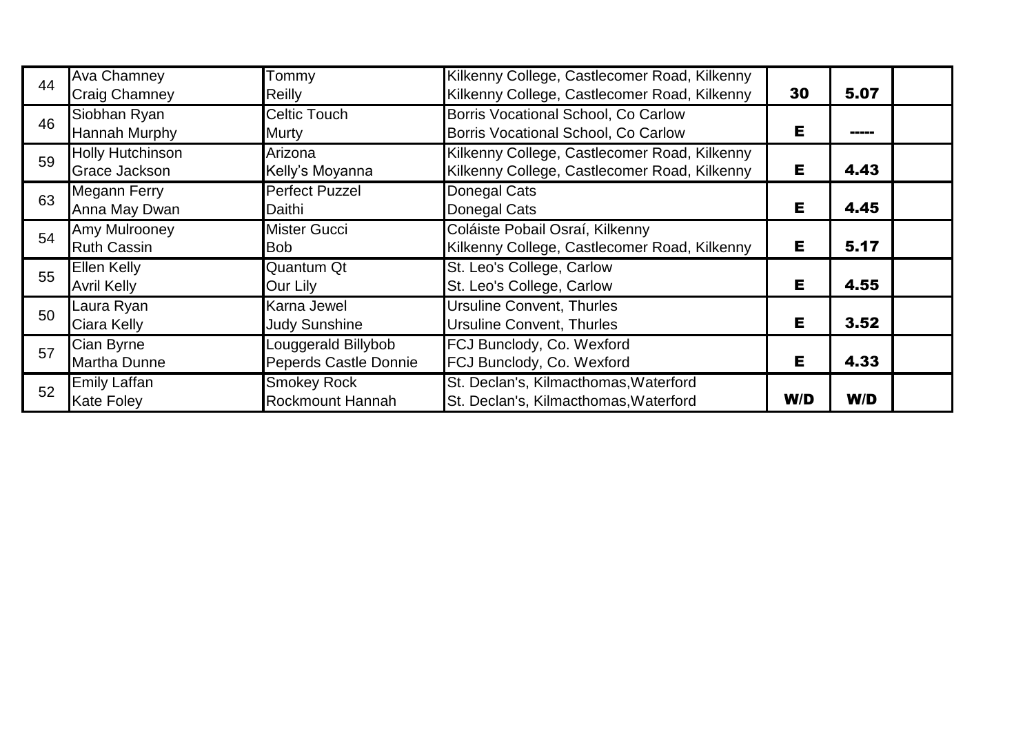| | | | | | | |
|---|---|---|---|---|---|---|
| 44 | Ava Chamney<br>Craig Chamney | Tommy<br>Reilly | Kilkenny College, Castlecomer Road, Kilkenny<br>Kilkenny College, Castlecomer Road, Kilkenny | **30** | **5.07** | |
| 46 | Siobhan Ryan<br>Hannah Murphy | Celtic Touch<br>Murty | Borris Vocational School, Co Carlow<br>Borris Vocational School, Co Carlow | **E** | **-----** | |
| 59 | Holly Hutchinson<br>Grace Jackson | Arizona<br>Kelly's Moyanna | Kilkenny College, Castlecomer Road, Kilkenny<br>Kilkenny College, Castlecomer Road, Kilkenny | **E** | **4.43** | |
| 63 | Megann Ferry<br>Anna May Dwan | Perfect Puzzel<br>Daithi | Donegal Cats<br>Donegal Cats | **E** | **4.45** | |
| 54 | Amy Mulrooney<br>Ruth Cassin | Mister Gucci<br>Bob | Coláiste Pobail Osraí, Kilkenny<br>Kilkenny College, Castlecomer Road, Kilkenny | **E** | **5.17** | |
| 55 | Ellen Kelly<br>Avril Kelly | Quantum Qt<br>Our Lily | St. Leo's College, Carlow<br>St. Leo's College, Carlow | **E** | **4.55** | |
| 50 | Laura Ryan<br>Ciara Kelly | Karna Jewel<br>Judy Sunshine | Ursuline Convent, Thurles<br>Ursuline Convent, Thurles | **E** | **3.52** | |
| 57 | Cian Byrne<br>Martha Dunne | Louggerald Billybob<br>Peperds Castle Donnie | FCJ Bunclody, Co. Wexford<br>FCJ Bunclody, Co. Wexford | **E** | **4.33** | |
| 52 | Emily Laffan<br>Kate Foley | Smokey Rock<br>Rockmount Hannah | St. Declan's, Kilmacthomas,Waterford<br>St. Declan's, Kilmacthomas,Waterford | **W/D** | **W/D** | |